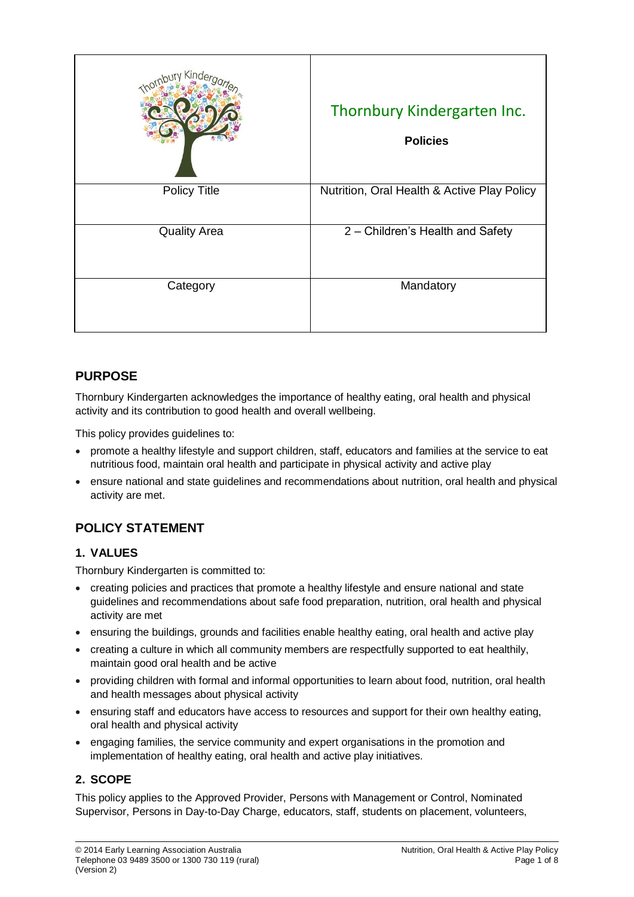| | |
|---|---|
| | Thornbury Kindergarten Inc.<br>**Policies** |
| Policy Title | Nutrition, Oral Health & Active Play Policy |
| Quality Area | 2 – Children's Health and Safety |
| Category | Mandatory |

## PURPOSE

Thornbury Kindergarten acknowledges the importance of healthy eating, oral health and physical activity and its contribution to good health and overall wellbeing.

This policy provides guidelines to:

- promote a healthy lifestyle and support children, staff, educators and families at the service to eat nutritious food, maintain oral health and participate in physical activity and active play
- ensure national and state guidelines and recommendations about nutrition, oral health and physical activity are met.

## POLICY STATEMENT

### 1. VALUES

Thornbury Kindergarten is committed to:

- creating policies and practices that promote a healthy lifestyle and ensure national and state guidelines and recommendations about safe food preparation, nutrition, oral health and physical activity are met
- ensuring the buildings, grounds and facilities enable healthy eating, oral health and active play
- creating a culture in which all community members are respectfully supported to eat healthily, maintain good oral health and be active
- providing children with formal and informal opportunities to learn about food, nutrition, oral health and health messages about physical activity
- ensuring staff and educators have access to resources and support for their own healthy eating, oral health and physical activity
- engaging families, the service community and expert organisations in the promotion and implementation of healthy eating, oral health and active play initiatives.

### 2. SCOPE

This policy applies to the Approved Provider, Persons with Management or Control, Nominated Supervisor, Persons in Day-to-Day Charge, educators, staff, students on placement, volunteers,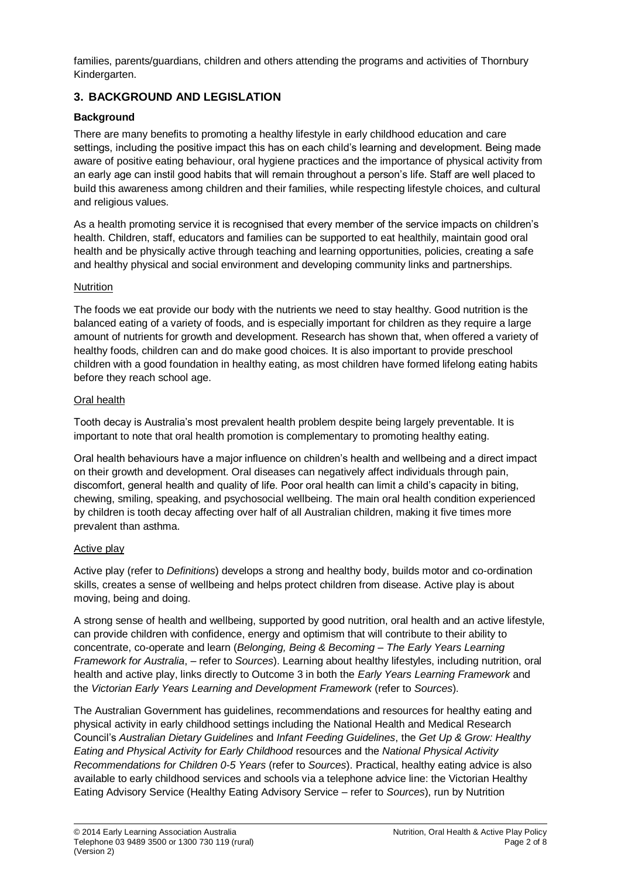families, parents/guardians, children and others attending the programs and activities of Thornbury Kindergarten.

## 3. BACKGROUND AND LEGISLATION

### Background

There are many benefits to promoting a healthy lifestyle in early childhood education and care settings, including the positive impact this has on each child's learning and development. Being made aware of positive eating behaviour, oral hygiene practices and the importance of physical activity from an early age can instil good habits that will remain throughout a person's life. Staff are well placed to build this awareness among children and their families, while respecting lifestyle choices, and cultural and religious values.

As a health promoting service it is recognised that every member of the service impacts on children's health. Children, staff, educators and families can be supported to eat healthily, maintain good oral health and be physically active through teaching and learning opportunities, policies, creating a safe and healthy physical and social environment and developing community links and partnerships.

Nutrition

The foods we eat provide our body with the nutrients we need to stay healthy. Good nutrition is the balanced eating of a variety of foods, and is especially important for children as they require a large amount of nutrients for growth and development. Research has shown that, when offered a variety of healthy foods, children can and do make good choices. It is also important to provide preschool children with a good foundation in healthy eating, as most children have formed lifelong eating habits before they reach school age.

Oral health

Tooth decay is Australia's most prevalent health problem despite being largely preventable. It is important to note that oral health promotion is complementary to promoting healthy eating.

Oral health behaviours have a major influence on children's health and wellbeing and a direct impact on their growth and development. Oral diseases can negatively affect individuals through pain, discomfort, general health and quality of life. Poor oral health can limit a child's capacity in biting, chewing, smiling, speaking, and psychosocial wellbeing. The main oral health condition experienced by children is tooth decay affecting over half of all Australian children, making it five times more prevalent than asthma.

Active play

Active play (refer to *Definitions*) develops a strong and healthy body, builds motor and co-ordination skills, creates a sense of wellbeing and helps protect children from disease. Active play is about moving, being and doing.

A strong sense of health and wellbeing, supported by good nutrition, oral health and an active lifestyle, can provide children with confidence, energy and optimism that will contribute to their ability to concentrate, co-operate and learn (*Belonging, Being & Becoming – The Early Years Learning Framework for Australia*, – refer to *Sources*). Learning about healthy lifestyles, including nutrition, oral health and active play, links directly to Outcome 3 in both the *Early Years Learning Framework* and the *Victorian Early Years Learning and Development Framework* (refer to *Sources*).

The Australian Government has guidelines, recommendations and resources for healthy eating and physical activity in early childhood settings including the National Health and Medical Research Council's *Australian Dietary Guidelines* and *Infant Feeding Guidelines*, the *Get Up & Grow: Healthy Eating and Physical Activity for Early Childhood* resources and the *National Physical Activity Recommendations for Children 0-5 Years* (refer to *Sources*). Practical, healthy eating advice is also available to early childhood services and schools via a telephone advice line: the Victorian Healthy Eating Advisory Service (Healthy Eating Advisory Service – refer to *Sources*), run by Nutrition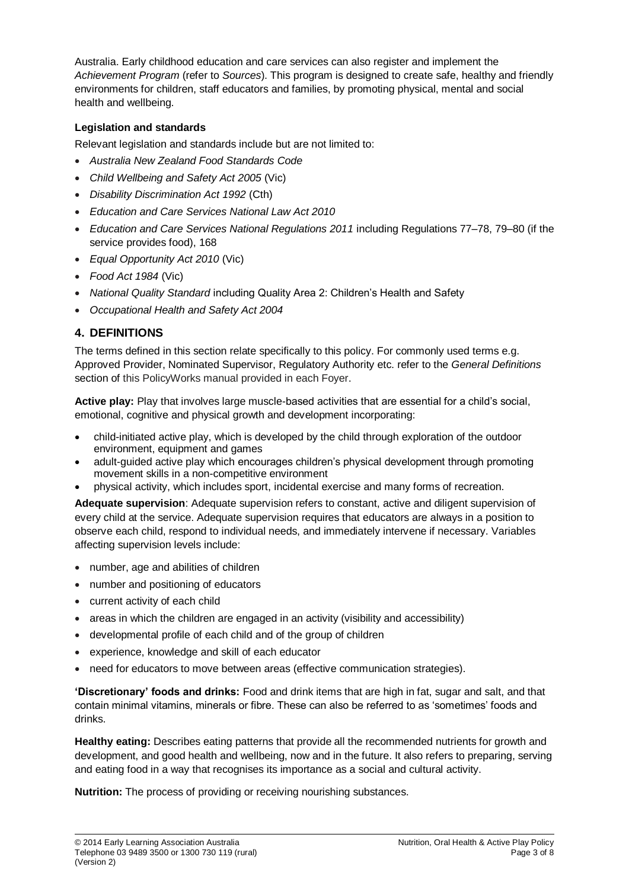Australia. Early childhood education and care services can also register and implement the *Achievement Program* (refer to *Sources*). This program is designed to create safe, healthy and friendly environments for children, staff educators and families, by promoting physical, mental and social health and wellbeing.

**Legislation and standards**

Relevant legislation and standards include but are not limited to:

- *Australia New Zealand Food Standards Code*
- *Child Wellbeing and Safety Act 2005* (Vic)
- *Disability Discrimination Act 1992* (Cth)
- *Education and Care Services National Law Act 2010*
- *Education and Care Services National Regulations 2011* including Regulations 77–78, 79–80 (if the service provides food), 168
- *Equal Opportunity Act 2010* (Vic)
- *Food Act 1984* (Vic)
- *National Quality Standard* including Quality Area 2: Children's Health and Safety
- *Occupational Health and Safety Act 2004*

## 4. DEFINITIONS

The terms defined in this section relate specifically to this policy. For commonly used terms e.g. Approved Provider, Nominated Supervisor, Regulatory Authority etc. refer to the *General Definitions* section of this PolicyWorks manual provided in each Foyer.

**Active play:** Play that involves large muscle-based activities that are essential for a child's social, emotional, cognitive and physical growth and development incorporating:

- child-initiated active play, which is developed by the child through exploration of the outdoor environment, equipment and games
- adult-guided active play which encourages children's physical development through promoting movement skills in a non-competitive environment
- physical activity, which includes sport, incidental exercise and many forms of recreation.

**Adequate supervision**: Adequate supervision refers to constant, active and diligent supervision of every child at the service. Adequate supervision requires that educators are always in a position to observe each child, respond to individual needs, and immediately intervene if necessary. Variables affecting supervision levels include:

- number, age and abilities of children
- number and positioning of educators
- current activity of each child
- areas in which the children are engaged in an activity (visibility and accessibility)
- developmental profile of each child and of the group of children
- experience, knowledge and skill of each educator
- need for educators to move between areas (effective communication strategies).

**'Discretionary' foods and drinks:** Food and drink items that are high in fat, sugar and salt, and that contain minimal vitamins, minerals or fibre. These can also be referred to as 'sometimes' foods and drinks.

**Healthy eating:** Describes eating patterns that provide all the recommended nutrients for growth and development, and good health and wellbeing, now and in the future. It also refers to preparing, serving and eating food in a way that recognises its importance as a social and cultural activity.

**Nutrition:** The process of providing or receiving nourishing substances.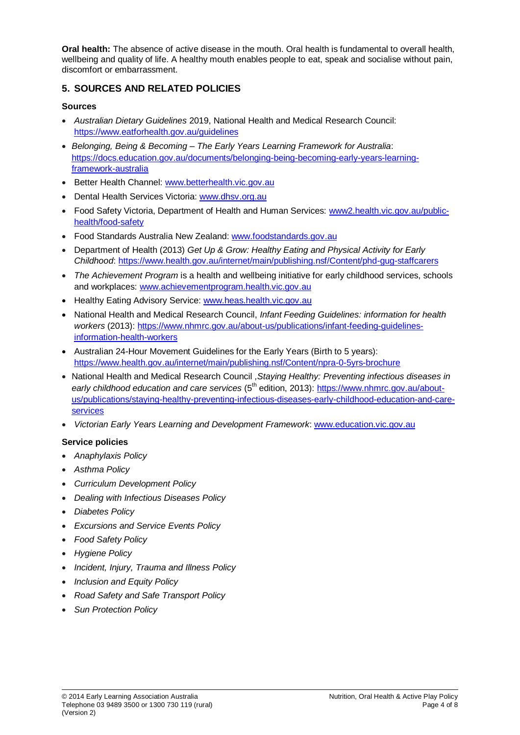**Oral health:** The absence of active disease in the mouth. Oral health is fundamental to overall health, wellbeing and quality of life. A healthy mouth enables people to eat, speak and socialise without pain, discomfort or embarrassment.

## 5. SOURCES AND RELATED POLICIES

### Sources

- *Australian Dietary Guidelines* 2019, National Health and Medical Research Council: https://www.eatforhealth.gov.au/guidelines
- *Belonging, Being & Becoming – The Early Years Learning Framework for Australia*: https://docs.education.gov.au/documents/belonging-being-becoming-early-years-learning-framework-australia
- Better Health Channel: www.betterhealth.vic.gov.au
- Dental Health Services Victoria: www.dhsv.org.au
- Food Safety Victoria, Department of Health and Human Services: www2.health.vic.gov.au/public-health/food-safety
- Food Standards Australia New Zealand: www.foodstandards.gov.au
- Department of Health (2013) *Get Up & Grow: Healthy Eating and Physical Activity for Early Childhood*: https://www.health.gov.au/internet/main/publishing.nsf/Content/phd-gug-staffcarers
- *The Achievement Program* is a health and wellbeing initiative for early childhood services, schools and workplaces: www.achievementprogram.health.vic.gov.au
- Healthy Eating Advisory Service: www.heas.health.vic.gov.au
- National Health and Medical Research Council, *Infant Feeding Guidelines: information for health workers* (2013): https://www.nhmrc.gov.au/about-us/publications/infant-feeding-guidelines-information-health-workers
- Australian 24-Hour Movement Guidelines for the Early Years (Birth to 5 years): https://www.health.gov.au/internet/main/publishing.nsf/Content/npra-0-5yrs-brochure
- National Health and Medical Research Council ,*Staying Healthy: Preventing infectious diseases in early childhood education and care services* (5th edition, 2013): https://www.nhmrc.gov.au/about-us/publications/staying-healthy-preventing-infectious-diseases-early-childhood-education-and-care-services
- *Victorian Early Years Learning and Development Framework*: www.education.vic.gov.au

### Service policies

- *Anaphylaxis Policy*
- *Asthma Policy*
- *Curriculum Development Policy*
- *Dealing with Infectious Diseases Policy*
- *Diabetes Policy*
- *Excursions and Service Events Policy*
- *Food Safety Policy*
- *Hygiene Policy*
- *Incident, Injury, Trauma and Illness Policy*
- *Inclusion and Equity Policy*
- *Road Safety and Safe Transport Policy*
- *Sun Protection Policy*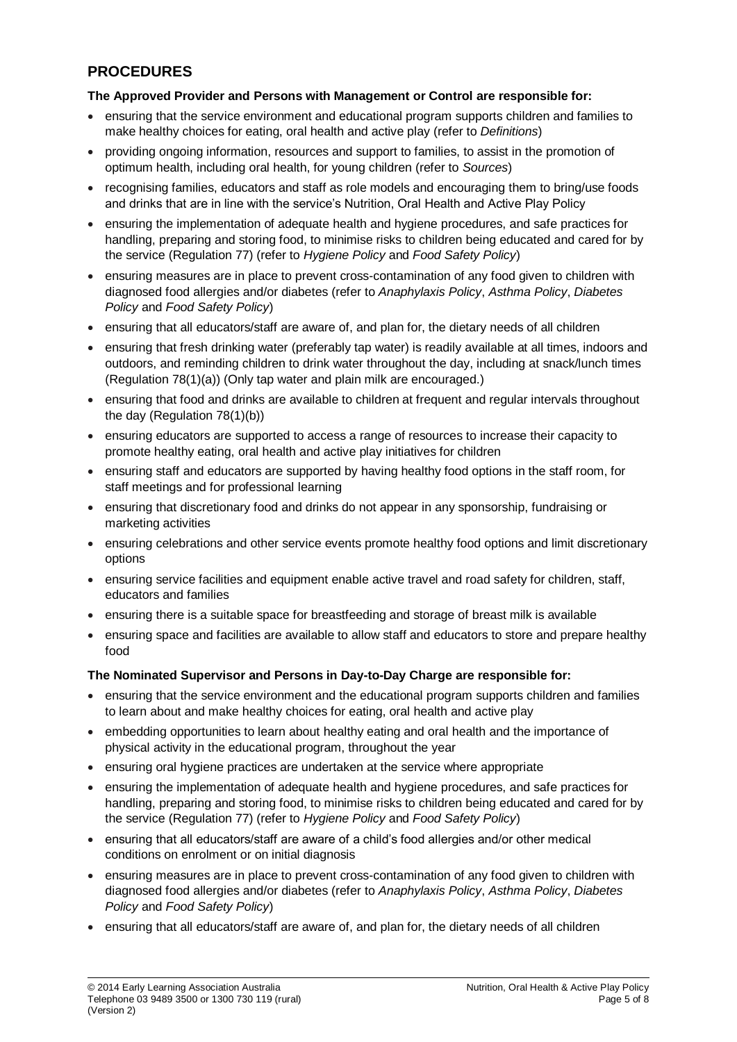## PROCEDURES

**The Approved Provider and Persons with Management or Control are responsible for:**

- ensuring that the service environment and educational program supports children and families to make healthy choices for eating, oral health and active play (refer to *Definitions*)
- providing ongoing information, resources and support to families, to assist in the promotion of optimum health, including oral health, for young children (refer to *Sources*)
- recognising families, educators and staff as role models and encouraging them to bring/use foods and drinks that are in line with the service's Nutrition, Oral Health and Active Play Policy
- ensuring the implementation of adequate health and hygiene procedures, and safe practices for handling, preparing and storing food, to minimise risks to children being educated and cared for by the service (Regulation 77) (refer to *Hygiene Policy* and *Food Safety Policy*)
- ensuring measures are in place to prevent cross-contamination of any food given to children with diagnosed food allergies and/or diabetes (refer to *Anaphylaxis Policy*, *Asthma Policy*, *Diabetes Policy* and *Food Safety Policy*)
- ensuring that all educators/staff are aware of, and plan for, the dietary needs of all children
- ensuring that fresh drinking water (preferably tap water) is readily available at all times, indoors and outdoors, and reminding children to drink water throughout the day, including at snack/lunch times (Regulation 78(1)(a)) (Only tap water and plain milk are encouraged.)
- ensuring that food and drinks are available to children at frequent and regular intervals throughout the day (Regulation 78(1)(b))
- ensuring educators are supported to access a range of resources to increase their capacity to promote healthy eating, oral health and active play initiatives for children
- ensuring staff and educators are supported by having healthy food options in the staff room, for staff meetings and for professional learning
- ensuring that discretionary food and drinks do not appear in any sponsorship, fundraising or marketing activities
- ensuring celebrations and other service events promote healthy food options and limit discretionary options
- ensuring service facilities and equipment enable active travel and road safety for children, staff, educators and families
- ensuring there is a suitable space for breastfeeding and storage of breast milk is available
- ensuring space and facilities are available to allow staff and educators to store and prepare healthy food

**The Nominated Supervisor and Persons in Day-to-Day Charge are responsible for:**

- ensuring that the service environment and the educational program supports children and families to learn about and make healthy choices for eating, oral health and active play
- embedding opportunities to learn about healthy eating and oral health and the importance of physical activity in the educational program, throughout the year
- ensuring oral hygiene practices are undertaken at the service where appropriate
- ensuring the implementation of adequate health and hygiene procedures, and safe practices for handling, preparing and storing food, to minimise risks to children being educated and cared for by the service (Regulation 77) (refer to *Hygiene Policy* and *Food Safety Policy*)
- ensuring that all educators/staff are aware of a child's food allergies and/or other medical conditions on enrolment or on initial diagnosis
- ensuring measures are in place to prevent cross-contamination of any food given to children with diagnosed food allergies and/or diabetes (refer to *Anaphylaxis Policy*, *Asthma Policy*, *Diabetes Policy* and *Food Safety Policy*)
- ensuring that all educators/staff are aware of, and plan for, the dietary needs of all children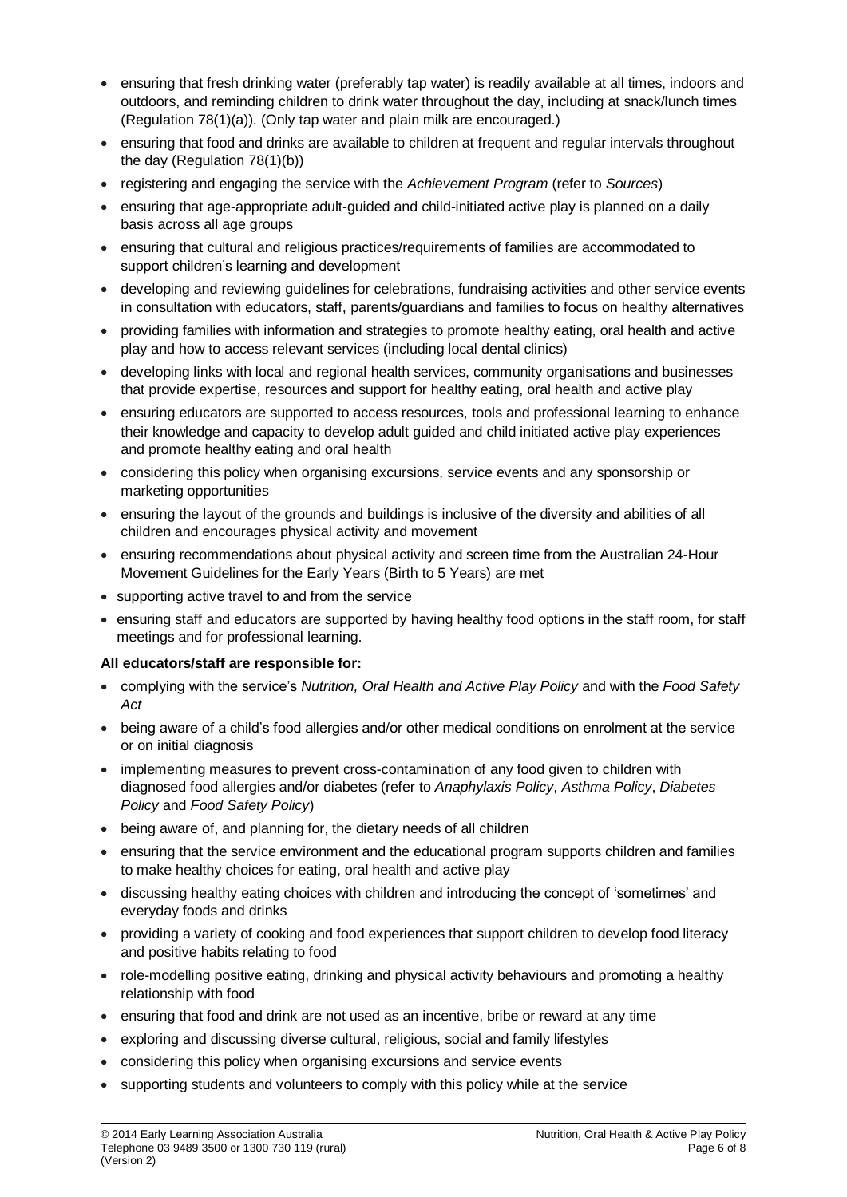- ensuring that fresh drinking water (preferably tap water) is readily available at all times, indoors and outdoors, and reminding children to drink water throughout the day, including at snack/lunch times (Regulation 78(1)(a)). (Only tap water and plain milk are encouraged.)
- ensuring that food and drinks are available to children at frequent and regular intervals throughout the day (Regulation 78(1)(b))
- registering and engaging the service with the *Achievement Program* (refer to *Sources*)
- ensuring that age-appropriate adult-guided and child-initiated active play is planned on a daily basis across all age groups
- ensuring that cultural and religious practices/requirements of families are accommodated to support children's learning and development
- developing and reviewing guidelines for celebrations, fundraising activities and other service events in consultation with educators, staff, parents/guardians and families to focus on healthy alternatives
- providing families with information and strategies to promote healthy eating, oral health and active play and how to access relevant services (including local dental clinics)
- developing links with local and regional health services, community organisations and businesses that provide expertise, resources and support for healthy eating, oral health and active play
- ensuring educators are supported to access resources, tools and professional learning to enhance their knowledge and capacity to develop adult guided and child initiated active play experiences and promote healthy eating and oral health
- considering this policy when organising excursions, service events and any sponsorship or marketing opportunities
- ensuring the layout of the grounds and buildings is inclusive of the diversity and abilities of all children and encourages physical activity and movement
- ensuring recommendations about physical activity and screen time from the Australian 24-Hour Movement Guidelines for the Early Years (Birth to 5 Years) are met
- supporting active travel to and from the service
- ensuring staff and educators are supported by having healthy food options in the staff room, for staff meetings and for professional learning.

**All educators/staff are responsible for:**

- complying with the service's *Nutrition, Oral Health and Active Play Policy* and with the *Food Safety Act*
- being aware of a child's food allergies and/or other medical conditions on enrolment at the service or on initial diagnosis
- implementing measures to prevent cross-contamination of any food given to children with diagnosed food allergies and/or diabetes (refer to *Anaphylaxis Policy*, *Asthma Policy*, *Diabetes Policy* and *Food Safety Policy*)
- being aware of, and planning for, the dietary needs of all children
- ensuring that the service environment and the educational program supports children and families to make healthy choices for eating, oral health and active play
- discussing healthy eating choices with children and introducing the concept of 'sometimes' and everyday foods and drinks
- providing a variety of cooking and food experiences that support children to develop food literacy and positive habits relating to food
- role-modelling positive eating, drinking and physical activity behaviours and promoting a healthy relationship with food
- ensuring that food and drink are not used as an incentive, bribe or reward at any time
- exploring and discussing diverse cultural, religious, social and family lifestyles
- considering this policy when organising excursions and service events
- supporting students and volunteers to comply with this policy while at the service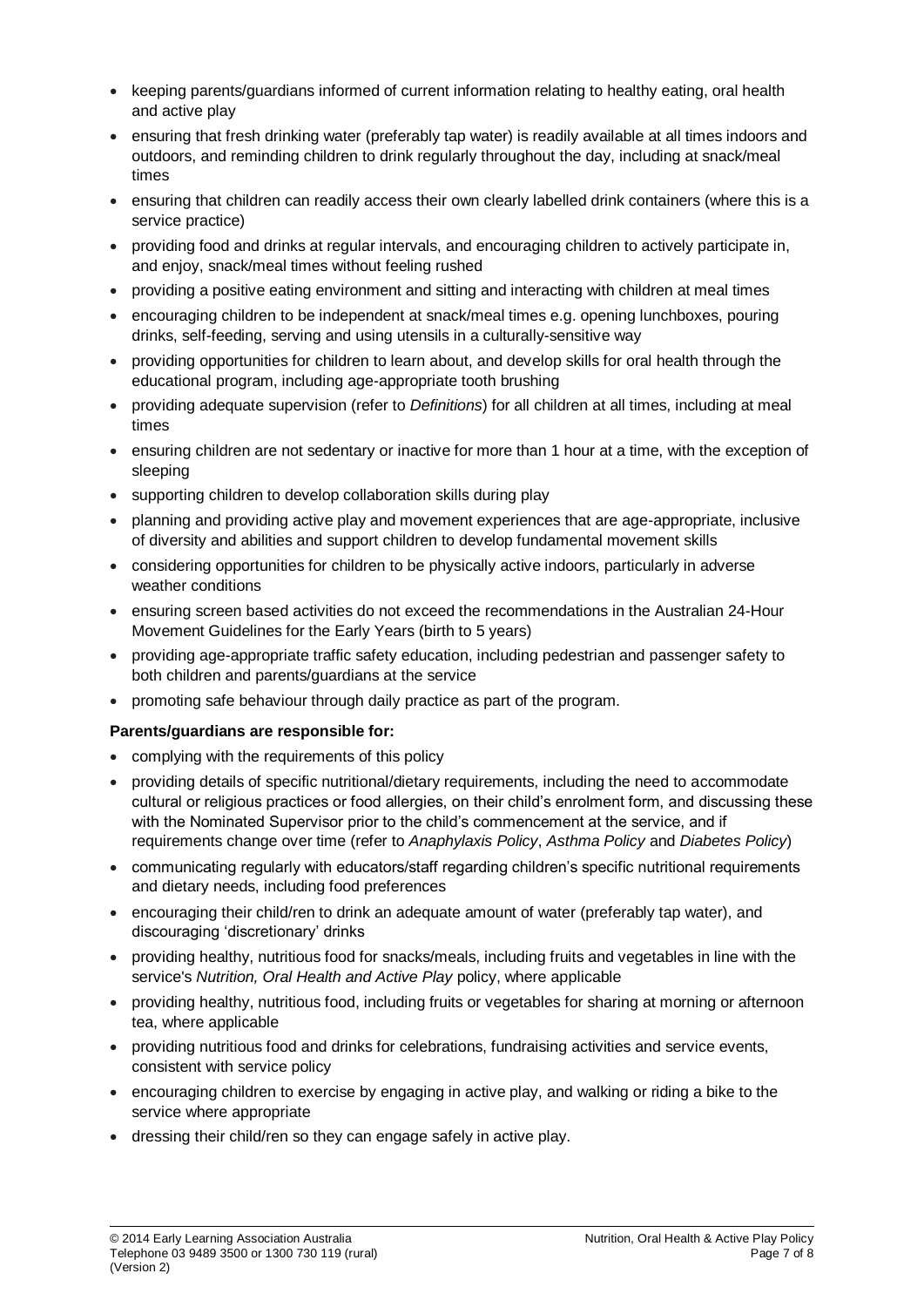- keeping parents/guardians informed of current information relating to healthy eating, oral health and active play
- ensuring that fresh drinking water (preferably tap water) is readily available at all times indoors and outdoors, and reminding children to drink regularly throughout the day, including at snack/meal times
- ensuring that children can readily access their own clearly labelled drink containers (where this is a service practice)
- providing food and drinks at regular intervals, and encouraging children to actively participate in, and enjoy, snack/meal times without feeling rushed
- providing a positive eating environment and sitting and interacting with children at meal times
- encouraging children to be independent at snack/meal times e.g. opening lunchboxes, pouring drinks, self-feeding, serving and using utensils in a culturally-sensitive way
- providing opportunities for children to learn about, and develop skills for oral health through the educational program, including age-appropriate tooth brushing
- providing adequate supervision (refer to *Definitions*) for all children at all times, including at meal times
- ensuring children are not sedentary or inactive for more than 1 hour at a time, with the exception of sleeping
- supporting children to develop collaboration skills during play
- planning and providing active play and movement experiences that are age-appropriate, inclusive of diversity and abilities and support children to develop fundamental movement skills
- considering opportunities for children to be physically active indoors, particularly in adverse weather conditions
- ensuring screen based activities do not exceed the recommendations in the Australian 24-Hour Movement Guidelines for the Early Years (birth to 5 years)
- providing age-appropriate traffic safety education, including pedestrian and passenger safety to both children and parents/guardians at the service
- promoting safe behaviour through daily practice as part of the program.

**Parents/guardians are responsible for:**

- complying with the requirements of this policy
- providing details of specific nutritional/dietary requirements, including the need to accommodate cultural or religious practices or food allergies, on their child's enrolment form, and discussing these with the Nominated Supervisor prior to the child's commencement at the service, and if requirements change over time (refer to *Anaphylaxis Policy*, *Asthma Policy* and *Diabetes Policy*)
- communicating regularly with educators/staff regarding children's specific nutritional requirements and dietary needs, including food preferences
- encouraging their child/ren to drink an adequate amount of water (preferably tap water), and discouraging 'discretionary' drinks
- providing healthy, nutritious food for snacks/meals, including fruits and vegetables in line with the service's *Nutrition, Oral Health and Active Play* policy, where applicable
- providing healthy, nutritious food, including fruits or vegetables for sharing at morning or afternoon tea, where applicable
- providing nutritious food and drinks for celebrations, fundraising activities and service events, consistent with service policy
- encouraging children to exercise by engaging in active play, and walking or riding a bike to the service where appropriate
- dressing their child/ren so they can engage safely in active play.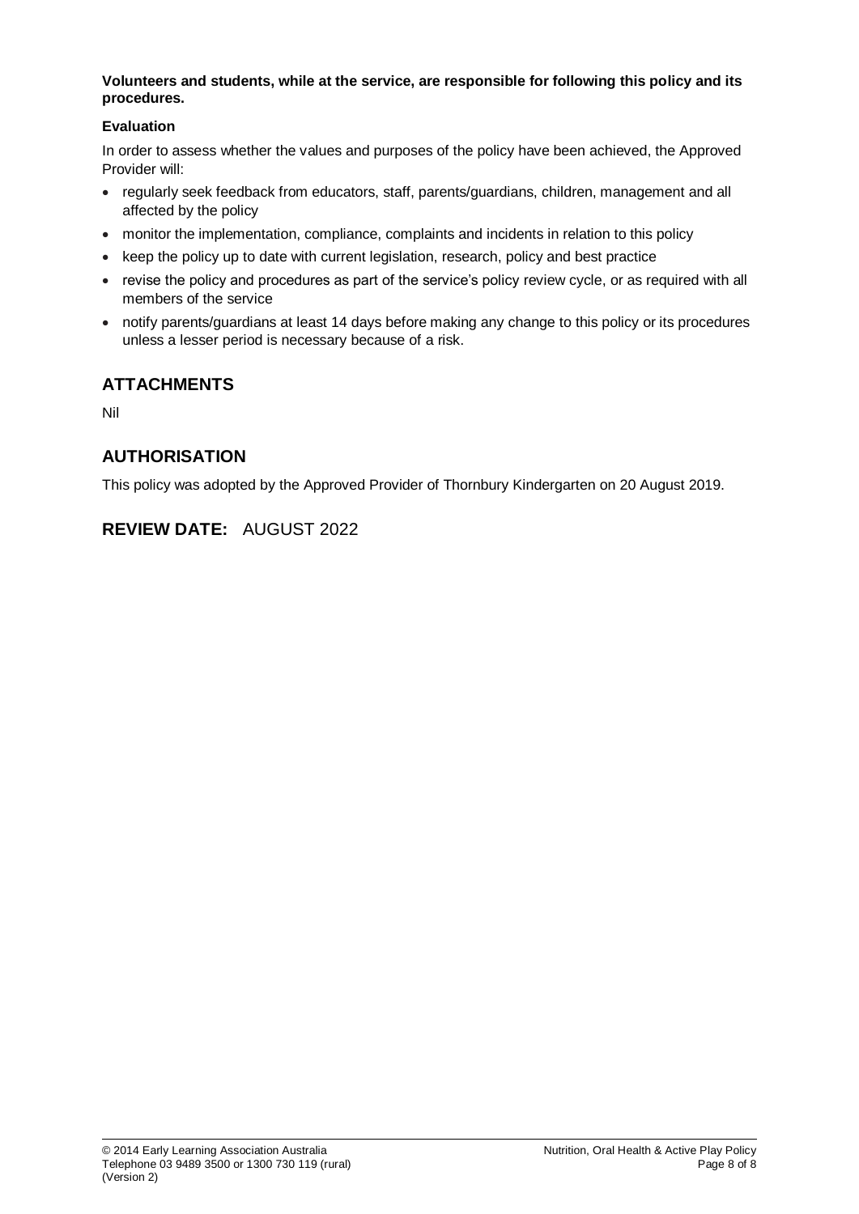**Volunteers and students, while at the service, are responsible for following this policy and its procedures.**

**Evaluation**

In order to assess whether the values and purposes of the policy have been achieved, the Approved Provider will:

- regularly seek feedback from educators, staff, parents/guardians, children, management and all affected by the policy
- monitor the implementation, compliance, complaints and incidents in relation to this policy
- keep the policy up to date with current legislation, research, policy and best practice
- revise the policy and procedures as part of the service's policy review cycle, or as required with all members of the service
- notify parents/guardians at least 14 days before making any change to this policy or its procedures unless a lesser period is necessary because of a risk.

## ATTACHMENTS

Nil

## AUTHORISATION

This policy was adopted by the Approved Provider of Thornbury Kindergarten on 20 August 2019.

## REVIEW DATE: AUGUST 2022